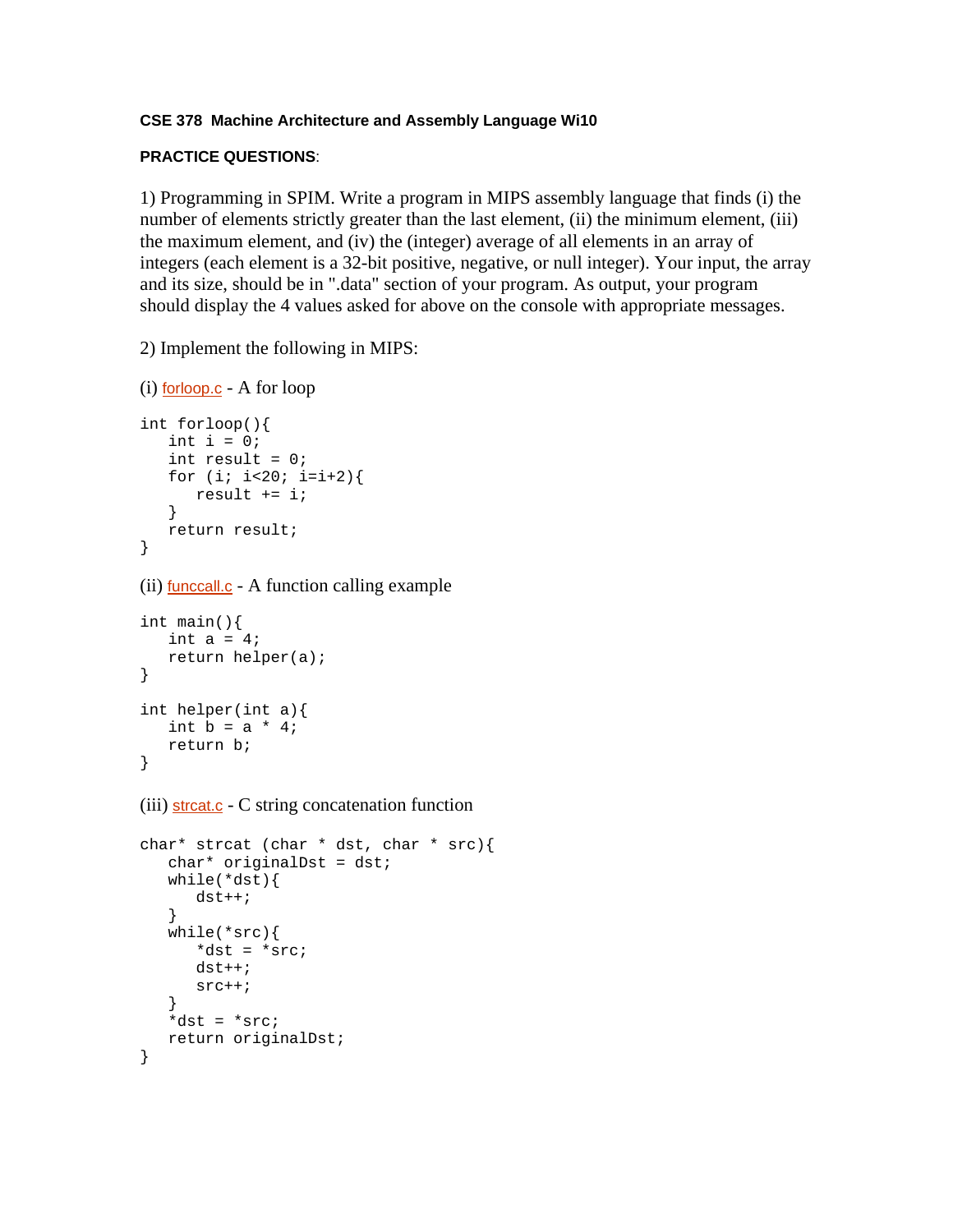**CSE 378 Machine Architecture and Assembly Language Wi10**

**PRACTICE QUESTIONS**:

1) Programming in SPIM. Write a program in MIPS assembly language that finds (i) the number of elements strictly greater than the last element, (ii) the minimum element, (iii) the maximum element, and (iv) the (integer) average of all elements in an array of integers (each element is a 32-bit positive, negative, or null integer). Your input, the array and its size, should be in ".data" section of your program. As output, your program should display the 4 values asked for above on the console with appropriate messages.

2) Implement the following in MIPS:

(i) forloop.c - A for loop

```
int forloop(){
   int i = 0;
   int result = 0;
   for (i; i<20; i=i+2){
      result += i;
   }
   return result;
}
```

(ii) funccall.c - A function calling example

```
int main(){
   int a = 4;
   return helper(a);
}

int helper(int a){
   int b = a * 4;
   return b;
}
```

(iii) strcat.c - C string concatenation function

```
char* strcat (char * dst, char * src){
   char* originalDst = dst;
   while(*dst){
      dst++;
   }
   while(*src){
      *dst = *src;
      dst++;
      src++;
   }
   *dst = *src;
   return originalDst;
}
```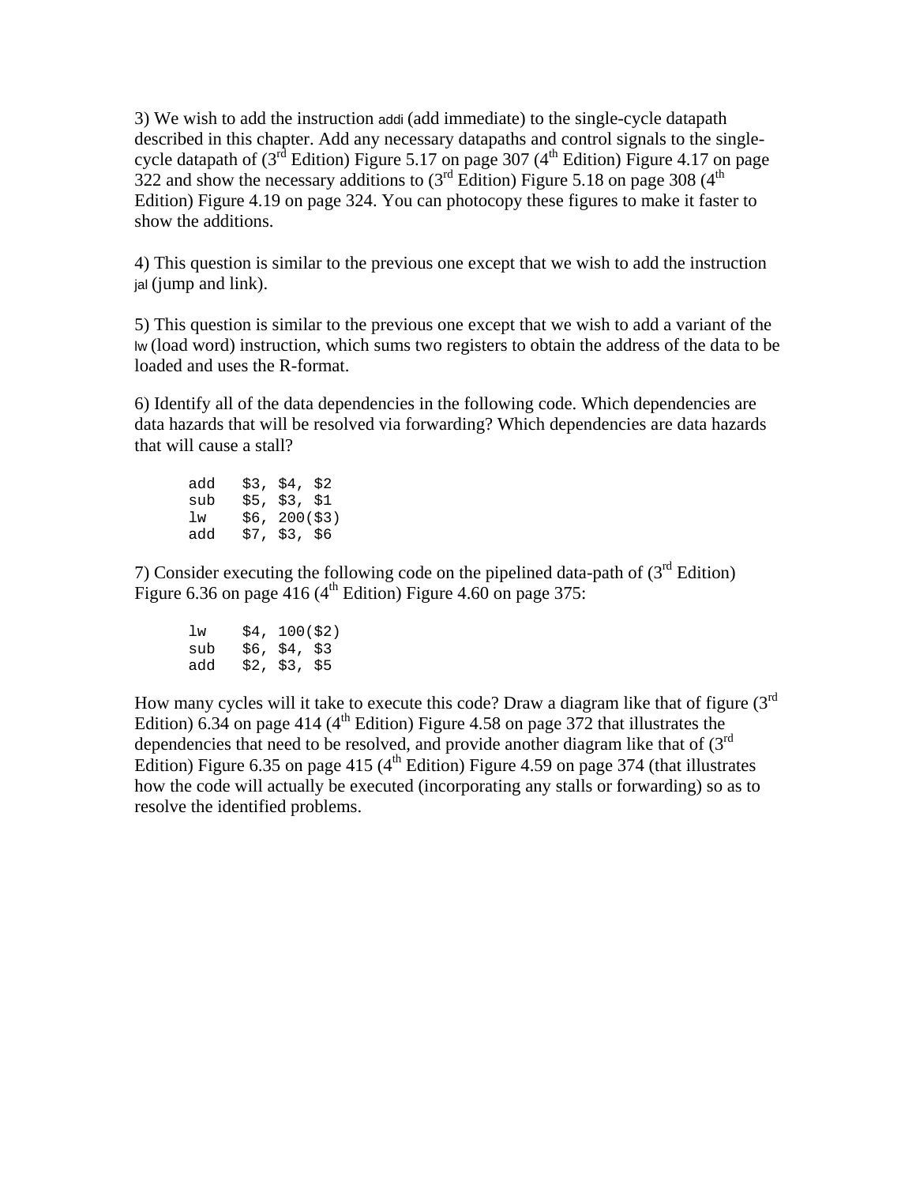3) We wish to add the instruction addi (add immediate) to the single-cycle datapath described in this chapter. Add any necessary datapaths and control signals to the single-cycle datapath of (3rd Edition) Figure 5.17 on page 307 (4th Edition) Figure 4.17 on page 322 and show the necessary additions to (3rd Edition) Figure 5.18 on page 308 (4th Edition) Figure 4.19 on page 324. You can photocopy these figures to make it faster to show the additions.

4) This question is similar to the previous one except that we wish to add the instruction jal (jump and link).

5) This question is similar to the previous one except that we wish to add a variant of the lw (load word) instruction, which sums two registers to obtain the address of the data to be loaded and uses the R-format.

6) Identify all of the data dependencies in the following code. Which dependencies are data hazards that will be resolved via forwarding? Which dependencies are data hazards that will cause a stall?

```
add   $3, $4, $2
sub   $5, $3, $1
lw    $6, 200($3)
add   $7, $3, $6
```

7) Consider executing the following code on the pipelined data-path of (3rd Edition) Figure 6.36 on page 416 (4th Edition) Figure 4.60 on page 375:

```
lw    $4, 100($2)
sub   $6, $4, $3
add   $2, $3, $5
```

How many cycles will it take to execute this code? Draw a diagram like that of figure (3rd Edition) 6.34 on page 414 (4th Edition) Figure 4.58 on page 372 that illustrates the dependencies that need to be resolved, and provide another diagram like that of (3rd Edition) Figure 6.35 on page 415 (4th Edition) Figure 4.59 on page 374 (that illustrates how the code will actually be executed (incorporating any stalls or forwarding) so as to resolve the identified problems.